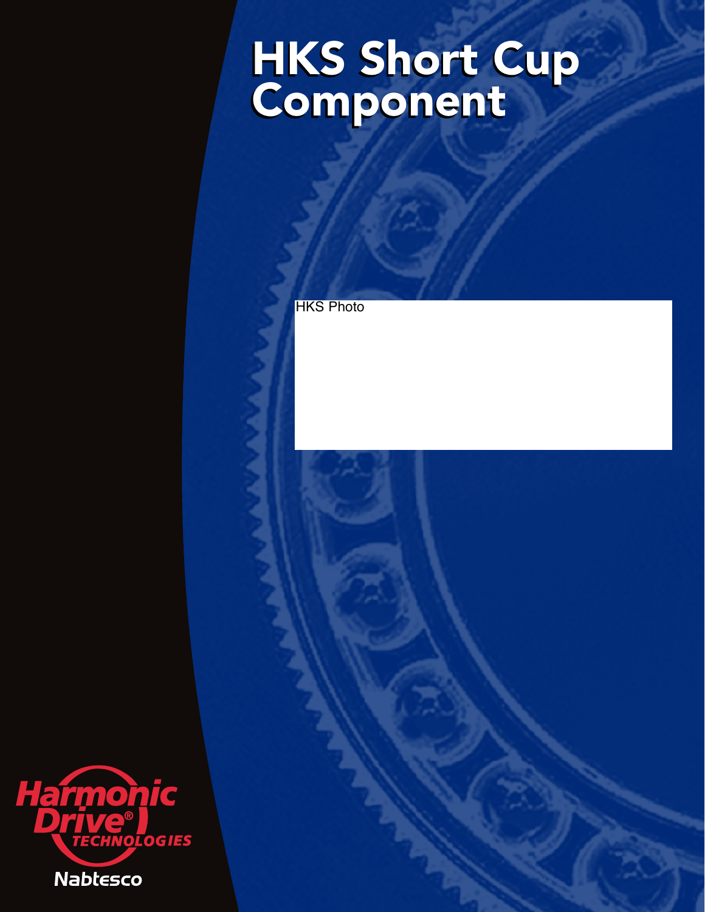# HKS Short Cup Component

HKS Photo

Harmonic Drive® TECHNOLOGIES

Nabtesco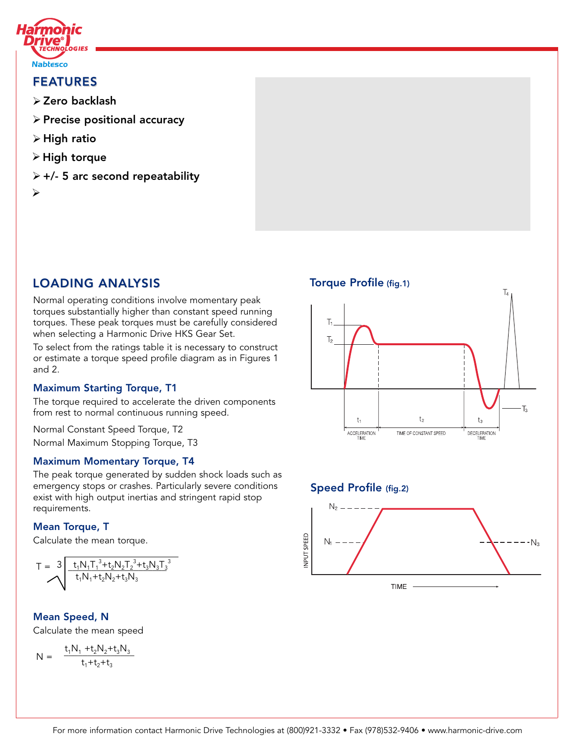## FEATURES

- Zero backlash
- Precise positional accuracy
- High ratio
- High torque
- +/- 5 arc second repeatability
-

## LOADING ANALYSIS

Normal operating conditions involve momentary peak torques substantially higher than constant speed running torques. These peak torques must be carefully considered when selecting a Harmonic Drive HKS Gear Set.

To select from the ratings table it is necessary to construct or estimate a torque speed profile diagram as in Figures 1 and 2.

### Maximum Starting Torque, T1

The torque required to accelerate the driven components from rest to normal continuous running speed.

Normal Constant Speed Torque, T2

Normal Maximum Stopping Torque, T3

### Maximum Momentary Torque, T4

The peak torque generated by sudden shock loads such as emergency stops or crashes. Particularly severe conditions exist with high output inertias and stringent rapid stop requirements.

### Mean Torque, T

Calculate the mean torque.

$$T = \sqrt[3]{\frac{t_1N_1T_1^3+t_2N_2T_2^3+t_3N_3T_3^3}{t_1N_1+t_2N_2+t_3N_3}}$$

### Mean Speed, N

Calculate the mean speed

$$N = \frac{t_1N_1+t_2N_2+t_3N_3}{t_1+t_2+t_3}$$

### Torque Profile (fig.1)

$T_1$
$T_2$
$T_3$
$T_4$
$t_1$
$t_2$
$t_3$
ACCELERATION TIME
TIME OF CONSTANT SPEED
DECELERATION TIME

### Speed Profile (fig.2)

$N_2$
$N_1$
$N_3$
INPUT SPEED
TIME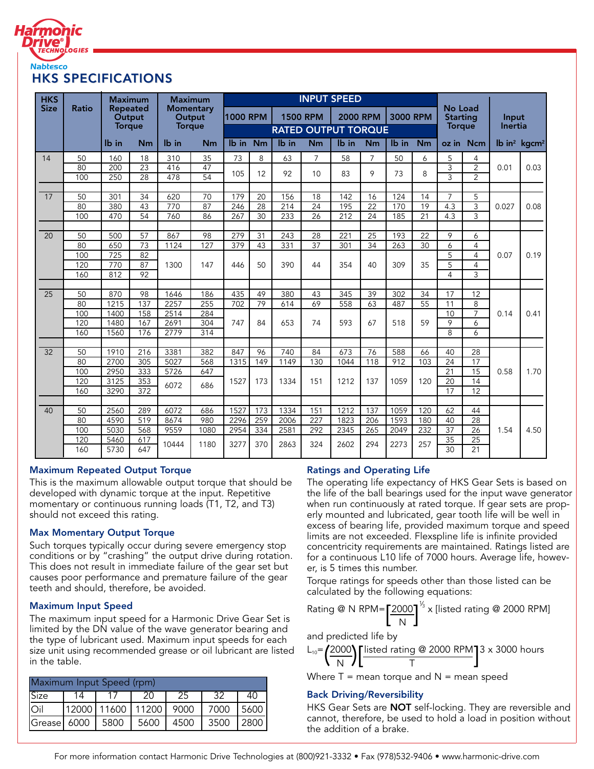## HKS SPECIFICATIONS

| HKS Size | Ratio | Maximum Repeated Output Torque | | Maximum Momentary Output Torque | | INPUT SPEED / RATED OUTPUT TORQUE 1000 RPM | | 1500 RPM | | 2000 RPM | | 3000 RPM | | No Load Starting Torque | | Input Inertia | |
|---|---|---|---|---|---|---|---|---|---|---|---|---|---|---|---|---|---|
| | | lb in | Nm | lb in | Nm | lb in | Nm | lb in | Nm | lb in | Nm | lb in | Nm | oz in | Ncm | lb in² | kgcm² |
| 14 | 50 | 160 | 18 | 310 | 35 | 73 | 8 | 63 | 7 | 58 | 7 | 50 | 6 | 5 | 4 | 0.01 | 0.03 |
| | 80 | 200 | 23 | 416 | 47 | 105 | 12 | 92 | 10 | 83 | 9 | 73 | 8 | 3 | 2 | | |
| | 100 | 250 | 28 | 478 | 54 | | | | | | | | | 3 | 2 | | |
| 17 | 50 | 301 | 34 | 620 | 70 | 179 | 20 | 156 | 18 | 142 | 16 | 124 | 14 | 7 | 5 | 0.027 | 0.08 |
| | 80 | 380 | 43 | 770 | 87 | 246 | 28 | 214 | 24 | 195 | 22 | 170 | 19 | 4.3 | 3 | | |
| | 100 | 470 | 54 | 760 | 86 | 267 | 30 | 233 | 26 | 212 | 24 | 185 | 21 | 4.3 | 3 | | |
| 20 | 50 | 500 | 57 | 867 | 98 | 279 | 31 | 243 | 28 | 221 | 25 | 193 | 22 | 9 | 6 | 0.07 | 0.19 |
| | 80 | 650 | 73 | 1124 | 127 | 379 | 43 | 331 | 37 | 301 | 34 | 263 | 30 | 6 | 4 | | |
| | 100 | 725 | 82 | 1300 | 147 | 446 | 50 | 390 | 44 | 354 | 40 | 309 | 35 | 5 | 4 | | |
| | 120 | 770 | 87 | | | | | | | | | | | 5 | 4 | | |
| | 160 | 812 | 92 | | | | | | | | | | | 4 | 3 | | |
| 25 | 50 | 870 | 98 | 1646 | 186 | 435 | 49 | 380 | 43 | 345 | 39 | 302 | 34 | 17 | 12 | 0.14 | 0.41 |
| | 80 | 1215 | 137 | 2257 | 255 | 702 | 79 | 614 | 69 | 558 | 63 | 487 | 55 | 11 | 8 | | |
| | 100 | 1400 | 158 | 2514 | 284 | 747 | 84 | 653 | 74 | 593 | 67 | 518 | 59 | 10 | 7 | | |
| | 120 | 1480 | 167 | 2691 | 304 | | | | | | | | | 9 | 6 | | |
| | 160 | 1560 | 176 | 2779 | 314 | | | | | | | | | 8 | 6 | | |
| 32 | 50 | 1910 | 216 | 3381 | 382 | 847 | 96 | 740 | 84 | 673 | 76 | 588 | 66 | 40 | 28 | 0.58 | 1.70 |
| | 80 | 2700 | 305 | 5027 | 568 | 1315 | 149 | 1149 | 130 | 1044 | 118 | 912 | 103 | 24 | 17 | | |
| | 100 | 2950 | 333 | 5726 | 647 | 1527 | 173 | 1334 | 151 | 1212 | 137 | 1059 | 120 | 21 | 15 | | |
| | 120 | 3125 | 353 | 6072 | 686 | | | | | | | | | 20 | 14 | | |
| | 160 | 3290 | 372 | | | | | | | | | | | 17 | 12 | | |
| 40 | 50 | 2560 | 289 | 6072 | 686 | 1527 | 173 | 1334 | 151 | 1212 | 137 | 1059 | 120 | 62 | 44 | 1.54 | 4.50 |
| | 80 | 4590 | 519 | 8674 | 980 | 2296 | 259 | 2006 | 227 | 1823 | 206 | 1593 | 180 | 40 | 28 | | |
| | 100 | 5030 | 568 | 9559 | 1080 | 2954 | 334 | 2581 | 292 | 2345 | 265 | 2049 | 232 | 37 | 26 | | |
| | 120 | 5460 | 617 | 10444 | 1180 | 3277 | 370 | 2863 | 324 | 2602 | 294 | 2273 | 257 | 35 | 25 | | |
| | 160 | 5730 | 647 | | | | | | | | | | | 30 | 21 | | |

### Maximum Repeated Output Torque

This is the maximum allowable output torque that should be developed with dynamic torque at the input. Repetitive momentary or continuous running loads (T1, T2, and T3) should not exceed this rating.

### Max Momentary Output Torque

Such torques typically occur during severe emergency stop conditions or by "crashing" the output drive during rotation. This does not result in immediate failure of the gear set but causes poor performance and premature failure of the gear teeth and should, therefore, be avoided.

### Maximum Input Speed

The maximum input speed for a Harmonic Drive Gear Set is limited by the DN value of the wave generator bearing and the type of lubricant used. Maximum input speeds for each size unit using recommended grease or oil lubricant are listed in the table.

| Maximum Input Speed (rpm) | | | | | | |
|---|---|---|---|---|---|---|
| Size | 14 | 17 | 20 | 25 | 32 | 40 |
| Oil | 12000 | 11600 | 11200 | 9000 | 7000 | 5600 |
| Grease | 6000 | 5800 | 5600 | 4500 | 3500 | 2800 |

### Ratings and Operating Life

The operating life expectancy of HKS Gear Sets is based on the life of the ball bearings used for the input wave generator when run continuously at rated torque. If gear sets are properly mounted and lubricated, gear tooth life will be well in excess of bearing life, provided maximum torque and speed limits are not exceeded. Flexspline life is infinite provided concentricity requirements are maintained. Ratings listed are for a continuous L10 life of 7000 hours. Average life, however, is 5 times this number.

Torque ratings for speeds other than those listed can be calculated by the following equations:

$$\text{Rating @ N RPM} = \left[\frac{2000}{N}\right]^{1/3} \times \text{[listed rating @ 2000 RPM]}$$

and predicted life by

$$L_{10} = \left(\frac{2000}{N}\right)\left[\frac{\text{listed rating @ 2000 RPM}}{T}\right]^3 \times 3000 \text{ hours}$$

Where T = mean torque and N = mean speed

### Back Driving/Reversibility

HKS Gear Sets are **NOT** self-locking. They are reversible and cannot, therefore, be used to hold a load in position without the addition of a brake.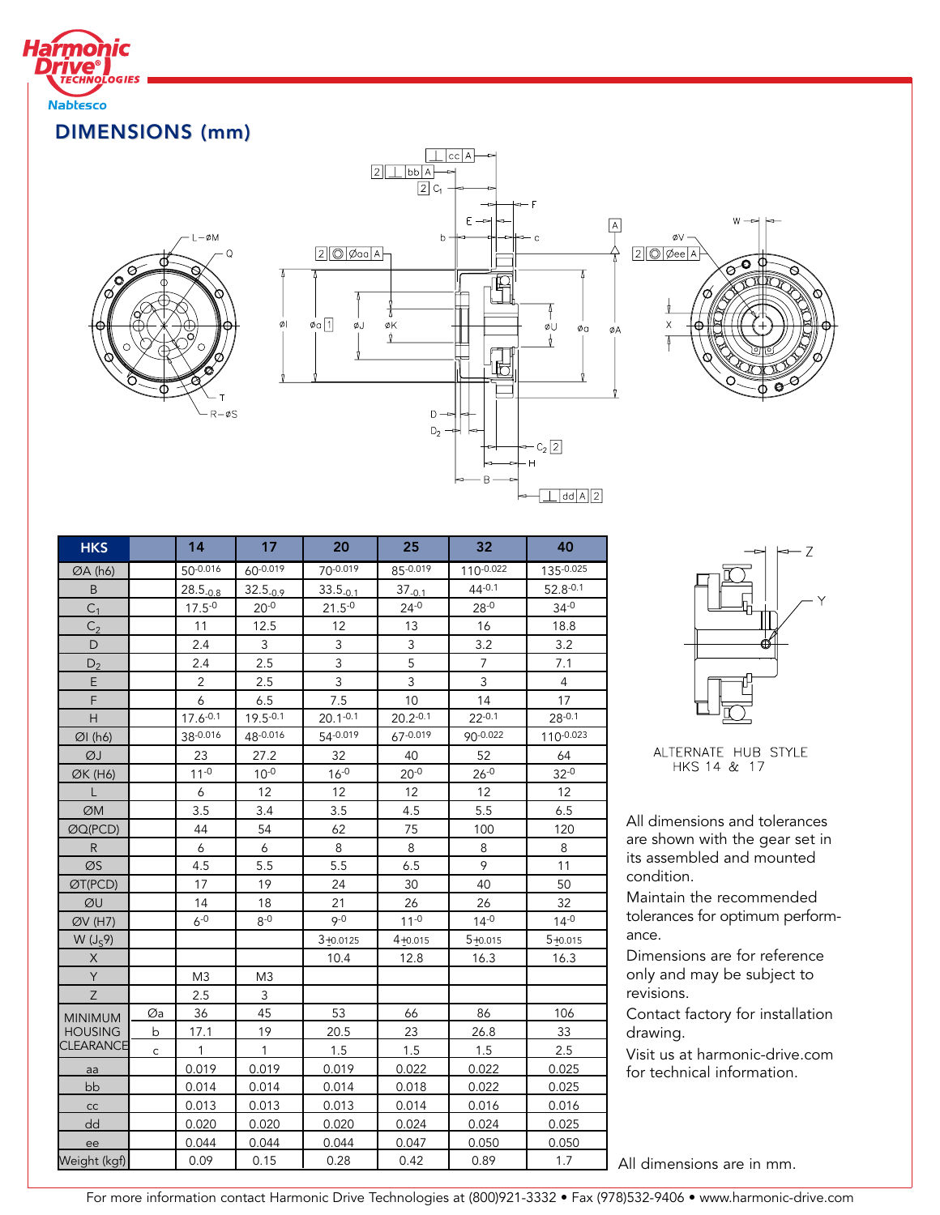## DIMENSIONS (mm)

| HKS | | 14 | 17 | 20 | 25 | 32 | 40 |
|---|---|---|---|---|---|---|---|
| ØA (h6) | | $50^{-0.016}$ | $60^{-0.019}$ | $70^{-0.019}$ | $85^{-0.019}$ | $110^{-0.022}$ | $135^{-0.025}$ |
| B | | $28.5_{-0.8}$ | $32.5_{-0.9}$ | $33.5_{-0.1}$ | $37_{-0.1}$ | $44^{-0.1}$ | $52.8^{-0.1}$ |
| $C_1$ | | $17.5^{-0}$ | $20^{-0}$ | $21.5^{-0}$ | $24^{-0}$ | $28^{-0}$ | $34^{-0}$ |
| $C_2$ | | 11 | 12.5 | 12 | 13 | 16 | 18.8 |
| D | | 2.4 | 3 | 3 | 3 | 3.2 | 3.2 |
| $D_2$ | | 2.4 | 2.5 | 3 | 5 | 7 | 7.1 |
| E | | 2 | 2.5 | 3 | 3 | 3 | 4 |
| F | | 6 | 6.5 | 7.5 | 10 | 14 | 17 |
| H | | $17.6^{-0.1}$ | $19.5^{-0.1}$ | $20.1^{-0.1}$ | $20.2^{-0.1}$ | $22^{-0.1}$ | $28^{-0.1}$ |
| ØI (h6) | | $38^{-0.016}$ | $48^{-0.016}$ | $54^{-0.019}$ | $67^{-0.019}$ | $90^{-0.022}$ | $110^{-0.023}$ |
| ØJ | | 23 | 27.2 | 32 | 40 | 52 | 64 |
| ØK (H6) | | $11^{-0}$ | $10^{-0}$ | $16^{-0}$ | $20^{-0}$ | $26^{-0}$ | $32^{-0}$ |
| L | | 6 | 12 | 12 | 12 | 12 | 12 |
| ØM | | 3.5 | 3.4 | 3.5 | 4.5 | 5.5 | 6.5 |
| ØQ(PCD) | | 44 | 54 | 62 | 75 | 100 | 120 |
| R | | 6 | 6 | 8 | 8 | 8 | 8 |
| ØS | | 4.5 | 5.5 | 5.5 | 6.5 | 9 | 11 |
| ØT(PCD) | | 17 | 19 | 24 | 30 | 40 | 50 |
| ØU | | 14 | 18 | 21 | 26 | 26 | 32 |
| ØV (H7) | | $6^{-0}$ | $8^{-0}$ | $9^{-0}$ | $11^{-0}$ | $14^{-0}$ | $14^{-0}$ |
| W ($J_S9$) | | | | $3^{\pm 0.0125}$ | $4^{\pm 0.015}$ | $5^{\pm 0.015}$ | $5^{\pm 0.015}$ |
| X | | | | 10.4 | 12.8 | 16.3 | 16.3 |
| Y | | M3 | M3 | | | | |
| Z | | 2.5 | 3 | | | | |
| MINIMUM HOUSING CLEARANCE | Øa | 36 | 45 | 53 | 66 | 86 | 106 |
| | b | 17.1 | 19 | 20.5 | 23 | 26.8 | 33 |
| | c | 1 | 1 | 1.5 | 1.5 | 1.5 | 2.5 |
| aa | | 0.019 | 0.019 | 0.019 | 0.022 | 0.022 | 0.025 |
| bb | | 0.014 | 0.014 | 0.014 | 0.018 | 0.022 | 0.025 |
| cc | | 0.013 | 0.013 | 0.013 | 0.014 | 0.016 | 0.016 |
| dd | | 0.020 | 0.020 | 0.020 | 0.024 | 0.024 | 0.025 |
| ee | | 0.044 | 0.044 | 0.044 | 0.047 | 0.050 | 0.050 |
| Weight (kgf) | | 0.09 | 0.15 | 0.28 | 0.42 | 0.89 | 1.7 |

ALTERNATE HUB STYLE
HKS 14 & 17

All dimensions and tolerances are shown with the gear set in its assembled and mounted condition.

Maintain the recommended tolerances for optimum performance.

Dimensions are for reference only and may be subject to revisions.

Contact factory for installation drawing.

Visit us at harmonic-drive.com for technical information.

All dimensions are in mm.

For more information contact Harmonic Drive Technologies at (800)921-3332 • Fax (978)532-9406 • www.harmonic-drive.com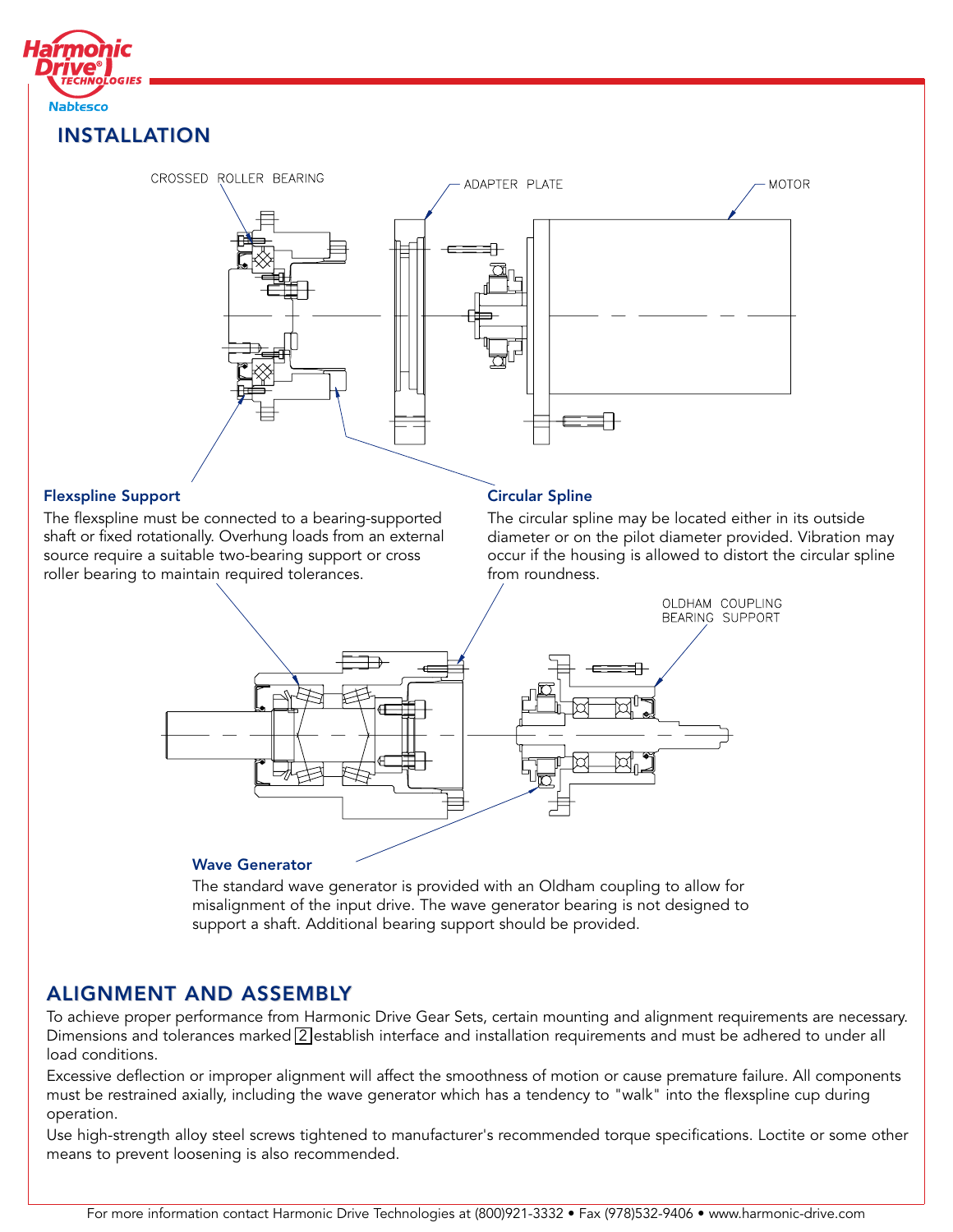## INSTALLATION

CROSSED ROLLER BEARING

ADAPTER PLATE

MOTOR

**Flexspline Support**

The flexspline must be connected to a bearing-supported shaft or fixed rotationally. Overhung loads from an external source require a suitable two-bearing support or cross roller bearing to maintain required tolerances.

**Circular Spline**

The circular spline may be located either in its outside diameter or on the pilot diameter provided. Vibration may occur if the housing is allowed to distort the circular spline from roundness.

OLDHAM COUPLING
BEARING SUPPORT

**Wave Generator**

The standard wave generator is provided with an Oldham coupling to allow for misalignment of the input drive. The wave generator bearing is not designed to support a shaft. Additional bearing support should be provided.

## ALIGNMENT AND ASSEMBLY

To achieve proper performance from Harmonic Drive Gear Sets, certain mounting and alignment requirements are necessary. Dimensions and tolerances marked [2] establish interface and installation requirements and must be adhered to under all load conditions.

Excessive deflection or improper alignment will affect the smoothness of motion or cause premature failure. All components must be restrained axially, including the wave generator which has a tendency to "walk" into the flexspline cup during operation.

Use high-strength alloy steel screws tightened to manufacturer's recommended torque specifications. Loctite or some other means to prevent loosening is also recommended.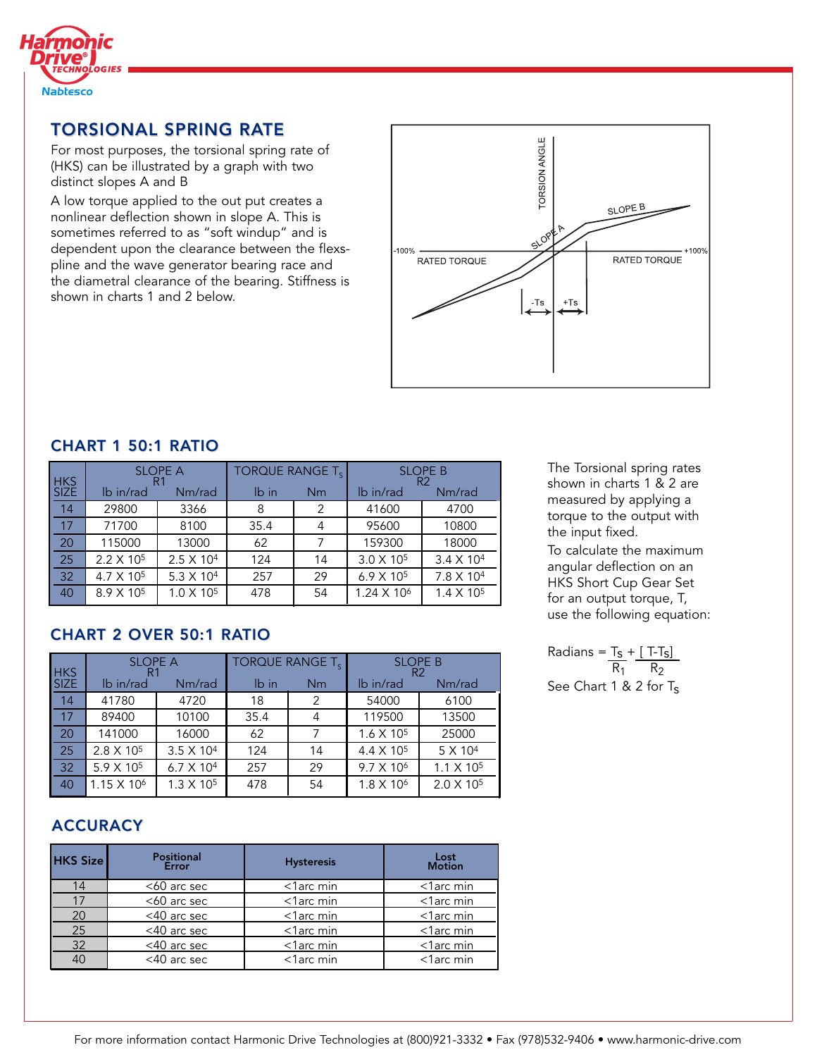## TORSIONAL SPRING RATE

For most purposes, the torsional spring rate of (HKS) can be illustrated by a graph with two distinct slopes A and B

A low torque applied to the out put creates a nonlinear deflection shown in slope A. This is sometimes referred to as "soft windup" and is dependent upon the clearance between the flexspline and the wave generator bearing race and the diametral clearance of the bearing. Stiffness is shown in charts 1 and 2 below.

TORSION ANGLE
SLOPE B
SLOPE A
-100%
RATED TORQUE
+100%
RATED TORQUE
-Ts
+Ts

## CHART 1 50:1 RATIO

| HKS SIZE | SLOPE A R1 | | TORQUE RANGE $T_s$ | | SLOPE B R2 | |
|---|---|---|---|---|---|---|
| | lb in/rad | Nm/rad | lb in | Nm | lb in/rad | Nm/rad |
| 14 | 29800 | 3366 | 8 | 2 | 41600 | 4700 |
| 17 | 71700 | 8100 | 35.4 | 4 | 95600 | 10800 |
| 20 | 115000 | 13000 | 62 | 7 | 159300 | 18000 |
| 25 | $2.2 \times 10^5$ | $2.5 \times 10^4$ | 124 | 14 | $3.0 \times 10^5$ | $3.4 \times 10^4$ |
| 32 | $4.7 \times 10^5$ | $5.3 \times 10^4$ | 257 | 29 | $6.9 \times 10^5$ | $7.8 \times 10^4$ |
| 40 | $8.9 \times 10^5$ | $1.0 \times 10^5$ | 478 | 54 | $1.24 \times 10^6$ | $1.4 \times 10^5$ |

## CHART 2 OVER 50:1 RATIO

| HKS SIZE | SLOPE A R1 | | TORQUE RANGE $T_s$ | | SLOPE B R2 | |
|---|---|---|---|---|---|---|
| | lb in/rad | Nm/rad | lb in | Nm | lb in/rad | Nm/rad |
| 14 | 41780 | 4720 | 18 | 2 | 54000 | 6100 |
| 17 | 89400 | 10100 | 35.4 | 4 | 119500 | 13500 |
| 20 | 141000 | 16000 | 62 | 7 | $1.6 \times 10^5$ | 25000 |
| 25 | $2.8 \times 10^5$ | $3.5 \times 10^4$ | 124 | 14 | $4.4 \times 10^5$ | $5 \times 10^4$ |
| 32 | $5.9 \times 10^5$ | $6.7 \times 10^4$ | 257 | 29 | $9.7 \times 10^6$ | $1.1 \times 10^5$ |
| 40 | $1.15 \times 10^6$ | $1.3 \times 10^5$ | 478 | 54 | $1.8 \times 10^6$ | $2.0 \times 10^5$ |

The Torsional spring rates shown in charts 1 & 2 are measured by applying a torque to the output with the input fixed.

To calculate the maximum angular deflection on an HKS Short Cup Gear Set for an output torque, T, use the following equation:

$$\text{Radians} = \frac{T_S}{R_1} + \frac{[\,T-T_S\,]}{R_2}$$

See Chart 1 & 2 for $T_S$

## ACCURACY

| HKS Size | Positional Error | Hysteresis | Lost Motion |
|---|---|---|---|
| 14 | <60 arc sec | <1arc min | <1arc min |
| 17 | <60 arc sec | <1arc min | <1arc min |
| 20 | <40 arc sec | <1arc min | <1arc min |
| 25 | <40 arc sec | <1arc min | <1arc min |
| 32 | <40 arc sec | <1arc min | <1arc min |
| 40 | <40 arc sec | <1arc min | <1arc min |

For more information contact Harmonic Drive Technologies at (800)921-3332 • Fax (978)532-9406 • www.harmonic-drive.com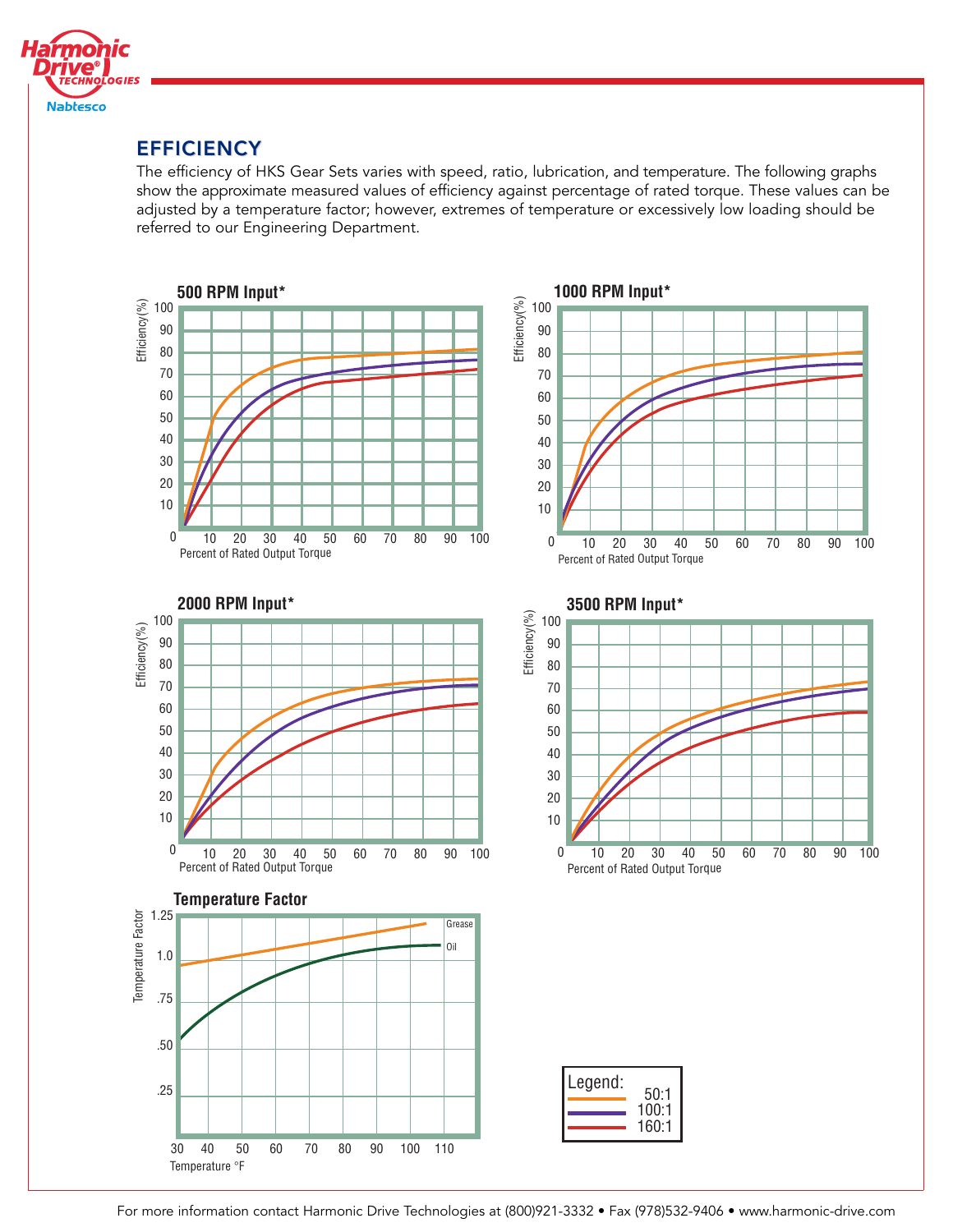## EFFICIENCY

The efficiency of HKS Gear Sets varies with speed, ratio, lubrication, and temperature. The following graphs show the approximate measured values of efficiency against percentage of rated torque. These values can be adjusted by a temperature factor; however, extremes of temperature or excessively low loading should be referred to our Engineering Department.

**500 RPM Input***

Efficiency(%)

100, 90, 80, 70, 60, 50, 40, 30, 20, 10, 0

10, 20, 30, 40, 50, 60, 70, 80, 90, 100

Percent of Rated Output Torque

**1000 RPM Input***

Efficiency(%)

100, 90, 80, 70, 60, 50, 40, 30, 20, 10, 0

10, 20, 30, 40, 50, 60, 70, 80, 90, 100

Percent of Rated Output Torque

**2000 RPM Input***

Efficiency(%)

100, 90, 80, 70, 60, 50, 40, 30, 20, 10, 0

10, 20, 30, 40, 50, 60, 70, 80, 90, 100

Percent of Rated Output Torque

**3500 RPM Input***

Efficiency(%)

100, 90, 80, 70, 60, 50, 40, 30, 20, 10, 0

10, 20, 30, 40, 50, 60, 70, 80, 90, 100

Percent of Rated Output Torque

**Temperature Factor**

Temperature Factor

1.25, 1.0, .75, .50, .25

Grease

Oil

30, 40, 50, 60, 70, 80, 90, 100, 110

Temperature °F

Legend:
50:1
100:1
160:1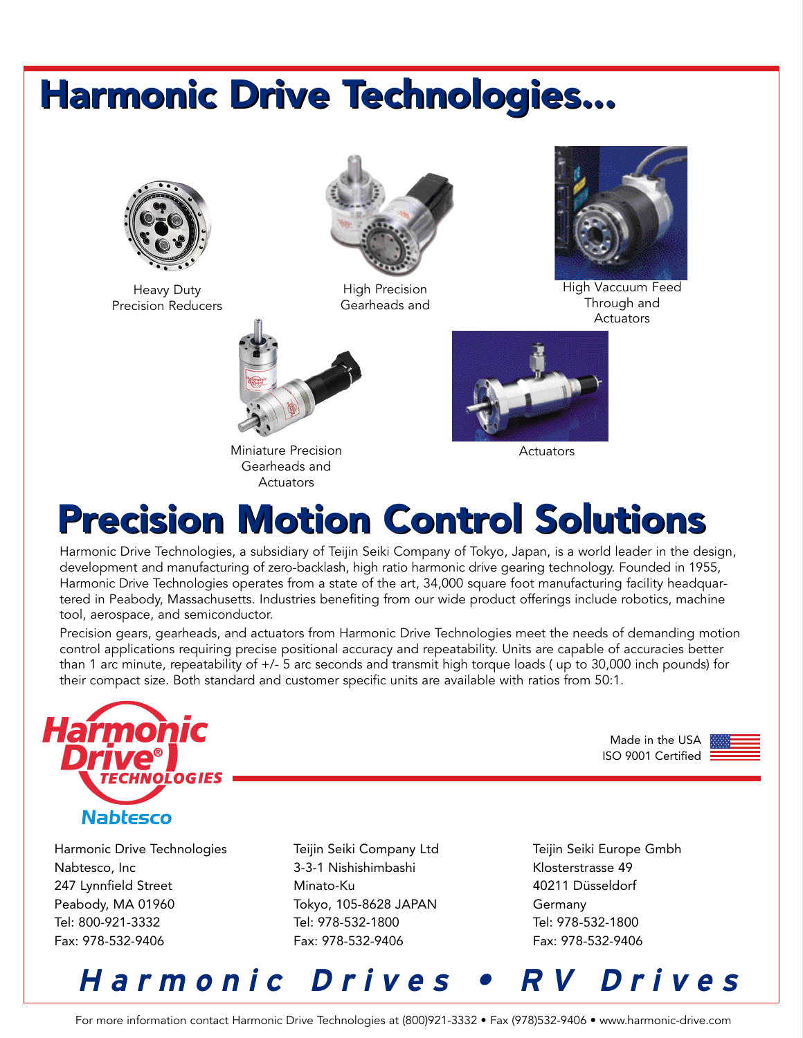# Harmonic Drive Technologies...

Heavy Duty
Precision Reducers

High Precision
Gearheads and

High Vaccuum Feed
Through and
Actuators

Miniature Precision
Gearheads and
Actuators

Actuators

# Precision Motion Control Solutions

Harmonic Drive Technologies, a subsidiary of Teijin Seiki Company of Tokyo, Japan, is a world leader in the design, development and manufacturing of zero-backlash, high ratio harmonic drive gearing technology. Founded in 1955, Harmonic Drive Technologies operates from a state of the art, 34,000 square foot manufacturing facility headquartered in Peabody, Massachusetts. Industries benefiting from our wide product offerings include robotics, machine tool, aerospace, and semiconductor.

Precision gears, gearheads, and actuators from Harmonic Drive Technologies meet the needs of demanding motion control applications requiring precise positional accuracy and repeatability. Units are capable of accuracies better than 1 arc minute, repeatability of +/- 5 arc seconds and transmit high torque loads ( up to 30,000 inch pounds) for their compact size. Both standard and customer specific units are available with ratios from 50:1.

Harmonic Drive® TECHNOLOGIES

Nabtesco

Made in the USA
ISO 9001 Certified

Harmonic Drive Technologies
Nabtesco, Inc
247 Lynnfield Street
Peabody, MA 01960
Tel: 800-921-3332
Fax: 978-532-9406

Teijin Seiki Company Ltd
3-3-1 Nishishimbashi
Minato-Ku
Tokyo, 105-8628 JAPAN
Tel: 978-532-1800
Fax: 978-532-9406

Teijin Seiki Europe Gmbh
Klosterstrasse 49
40211 Düsseldorf
Germany
Tel: 978-532-1800
Fax: 978-532-9406

***Harmonic Drives • RV Drives***

For more information contact Harmonic Drive Technologies at (800)921-3332 • Fax (978)532-9406 • www.harmonic-drive.com